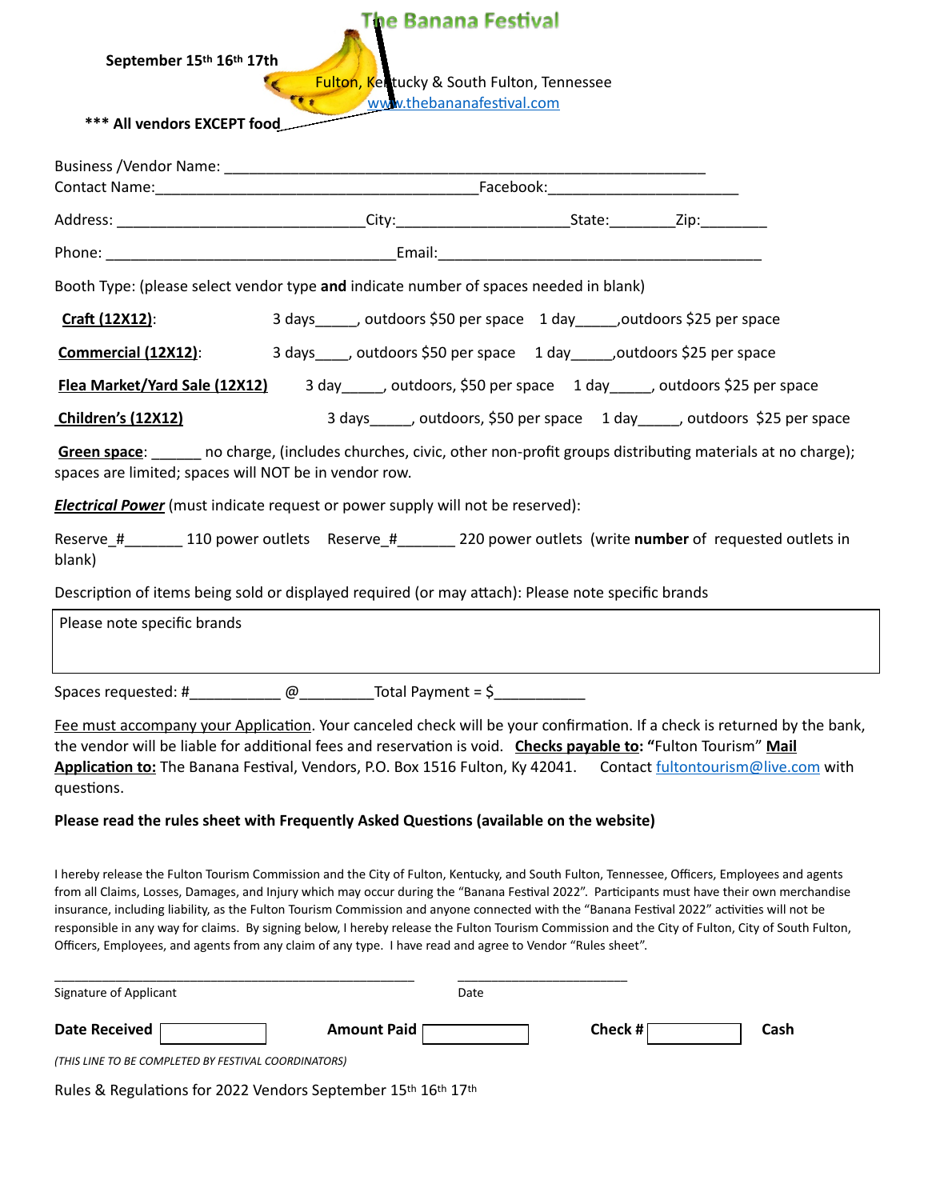# The Banana Festival

**September 15th 16th 17th**

Fulton, Kentucky & South Fulton, Tennessee
www.thebananafestival.com

**\*\*\* All vendors EXCEPT food**

Business /Vendor Name: ____________________________________________________________

Contact Name:________________________________________Facebook:_______________________

Address: ______________________________City:____________________State:________Zip:________

Phone: ____________________________________Email:________________________________________

Booth Type: (please select vendor type **and** indicate number of spaces needed in blank)

**Craft (12X12)**: 3 days_____, outdoors $50 per space 1 day_____,outdoors $25 per space

**Commercial (12X12)**: 3 days____, outdoors $50 per space 1 day_____,outdoors $25 per space

**Flea Market/Yard Sale (12X12)** 3 day_____, outdoors, $50 per space 1 day_____, outdoors $25 per space

**Children's (12X12)** 3 days_____, outdoors, $50 per space 1 day_____, outdoors $25 per space

**Green space**: ______ no charge, (includes churches, civic, other non-profit groups distributing materials at no charge); spaces are limited; spaces will NOT be in vendor row.

***Electrical Power*** (must indicate request or power supply will not be reserved):

Reserve_#_______ 110 power outlets Reserve_#_______ 220 power outlets (write **number** of requested outlets in blank)

Description of items being sold or displayed required (or may attach): Please note specific brands

| Please note specific brands |
|---|

Spaces requested: #___________ @_________Total Payment = $___________

Fee must accompany your Application. Your canceled check will be your confirmation. If a check is returned by the bank, the vendor will be liable for additional fees and reservation is void. **Checks payable to: "**Fulton Tourism" **Mail Application to:** The Banana Festival, Vendors, P.O. Box 1516 Fulton, Ky 42041. Contact fultontourism@live.com with questions.

**Please read the rules sheet with Frequently Asked Questions (available on the website)**

I hereby release the Fulton Tourism Commission and the City of Fulton, Kentucky, and South Fulton, Tennessee, Officers, Employees and agents from all Claims, Losses, Damages, and Injury which may occur during the "Banana Festival 2022". Participants must have their own merchandise insurance, including liability, as the Fulton Tourism Commission and anyone connected with the "Banana Festival 2022" activities will not be responsible in any way for claims. By signing below, I hereby release the Fulton Tourism Commission and the City of Fulton, City of South Fulton, Officers, Employees, and agents from any claim of any type. I have read and agree to Vendor "Rules sheet".

_____________________________________________ ________________________

Signature of Applicant Date

**Date Received** [ ] **Amount Paid** [ ] **Check #** [ ] **Cash**

*(THIS LINE TO BE COMPLETED BY FESTIVAL COORDINATORS)*

Rules & Regulations for 2022 Vendors September 15th 16th 17th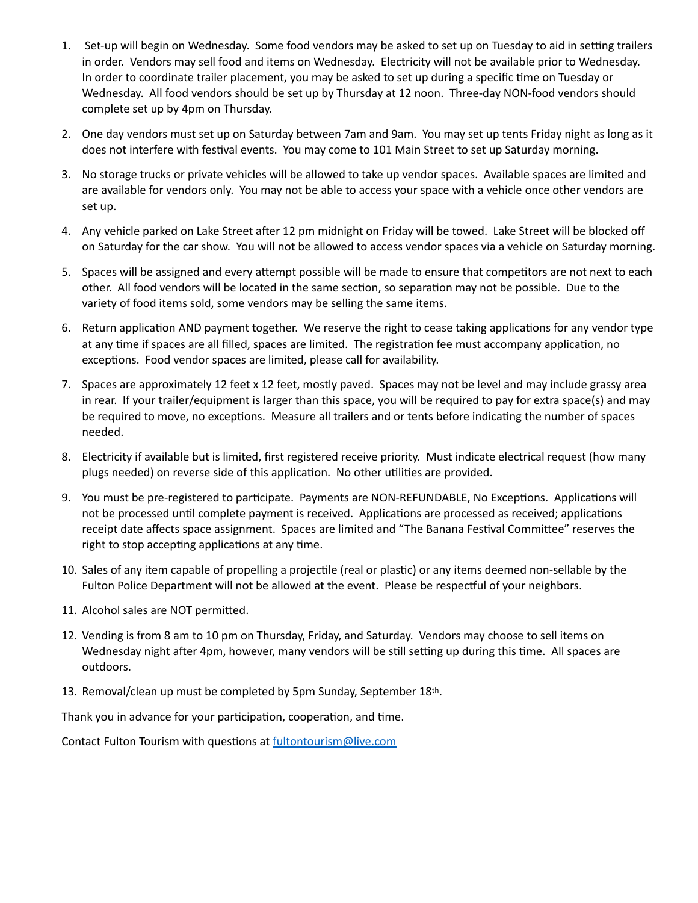1. Set-up will begin on Wednesday. Some food vendors may be asked to set up on Tuesday to aid in setting trailers in order. Vendors may sell food and items on Wednesday. Electricity will not be available prior to Wednesday. In order to coordinate trailer placement, you may be asked to set up during a specific time on Tuesday or Wednesday. All food vendors should be set up by Thursday at 12 noon. Three-day NON-food vendors should complete set up by 4pm on Thursday.

2. One day vendors must set up on Saturday between 7am and 9am. You may set up tents Friday night as long as it does not interfere with festival events. You may come to 101 Main Street to set up Saturday morning.

3. No storage trucks or private vehicles will be allowed to take up vendor spaces. Available spaces are limited and are available for vendors only. You may not be able to access your space with a vehicle once other vendors are set up.

4. Any vehicle parked on Lake Street after 12 pm midnight on Friday will be towed. Lake Street will be blocked off on Saturday for the car show. You will not be allowed to access vendor spaces via a vehicle on Saturday morning.

5. Spaces will be assigned and every attempt possible will be made to ensure that competitors are not next to each other. All food vendors will be located in the same section, so separation may not be possible. Due to the variety of food items sold, some vendors may be selling the same items.

6. Return application AND payment together. We reserve the right to cease taking applications for any vendor type at any time if spaces are all filled, spaces are limited. The registration fee must accompany application, no exceptions. Food vendor spaces are limited, please call for availability.

7. Spaces are approximately 12 feet x 12 feet, mostly paved. Spaces may not be level and may include grassy area in rear. If your trailer/equipment is larger than this space, you will be required to pay for extra space(s) and may be required to move, no exceptions. Measure all trailers and or tents before indicating the number of spaces needed.

8. Electricity if available but is limited, first registered receive priority. Must indicate electrical request (how many plugs needed) on reverse side of this application. No other utilities are provided.

9. You must be pre-registered to participate. Payments are NON-REFUNDABLE, No Exceptions. Applications will not be processed until complete payment is received. Applications are processed as received; applications receipt date affects space assignment. Spaces are limited and "The Banana Festival Committee" reserves the right to stop accepting applications at any time.

10. Sales of any item capable of propelling a projectile (real or plastic) or any items deemed non-sellable by the Fulton Police Department will not be allowed at the event. Please be respectful of your neighbors.

11. Alcohol sales are NOT permitted.

12. Vending is from 8 am to 10 pm on Thursday, Friday, and Saturday. Vendors may choose to sell items on Wednesday night after 4pm, however, many vendors will be still setting up during this time. All spaces are outdoors.

13. Removal/clean up must be completed by 5pm Sunday, September 18th.

Thank you in advance for your participation, cooperation, and time.

Contact Fulton Tourism with questions at fultontourism@live.com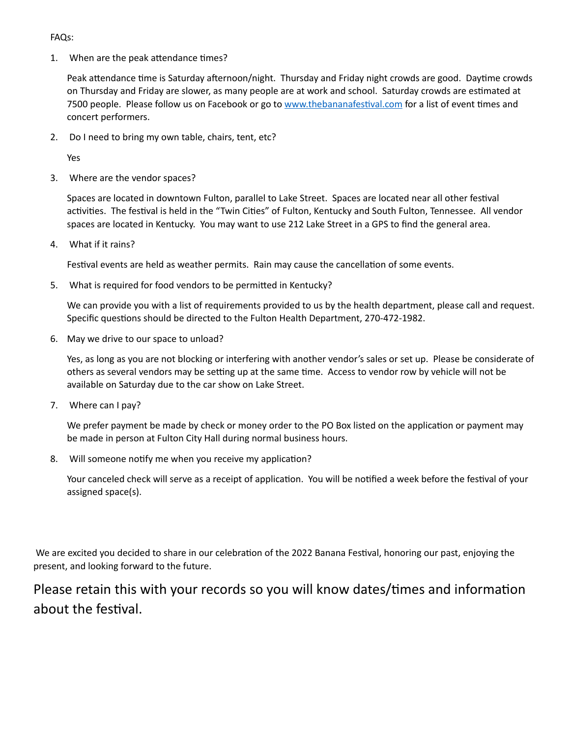FAQs:

1. When are the peak attendance times?

   Peak attendance time is Saturday afternoon/night. Thursday and Friday night crowds are good. Daytime crowds on Thursday and Friday are slower, as many people are at work and school. Saturday crowds are estimated at 7500 people. Please follow us on Facebook or go to [www.thebananafestival.com](http://www.thebananafestival.com) for a list of event times and concert performers.

2. Do I need to bring my own table, chairs, tent, etc?

   Yes

3. Where are the vendor spaces?

   Spaces are located in downtown Fulton, parallel to Lake Street. Spaces are located near all other festival activities. The festival is held in the "Twin Cities" of Fulton, Kentucky and South Fulton, Tennessee. All vendor spaces are located in Kentucky. You may want to use 212 Lake Street in a GPS to find the general area.

4. What if it rains?

   Festival events are held as weather permits. Rain may cause the cancellation of some events.

5. What is required for food vendors to be permitted in Kentucky?

   We can provide you with a list of requirements provided to us by the health department, please call and request. Specific questions should be directed to the Fulton Health Department, 270-472-1982.

6. May we drive to our space to unload?

   Yes, as long as you are not blocking or interfering with another vendor's sales or set up. Please be considerate of others as several vendors may be setting up at the same time. Access to vendor row by vehicle will not be available on Saturday due to the car show on Lake Street.

7. Where can I pay?

   We prefer payment be made by check or money order to the PO Box listed on the application or payment may be made in person at Fulton City Hall during normal business hours.

8. Will someone notify me when you receive my application?

   Your canceled check will serve as a receipt of application. You will be notified a week before the festival of your assigned space(s).

We are excited you decided to share in our celebration of the 2022 Banana Festival, honoring our past, enjoying the present, and looking forward to the future.

## Please retain this with your records so you will know dates/times and information about the festival.